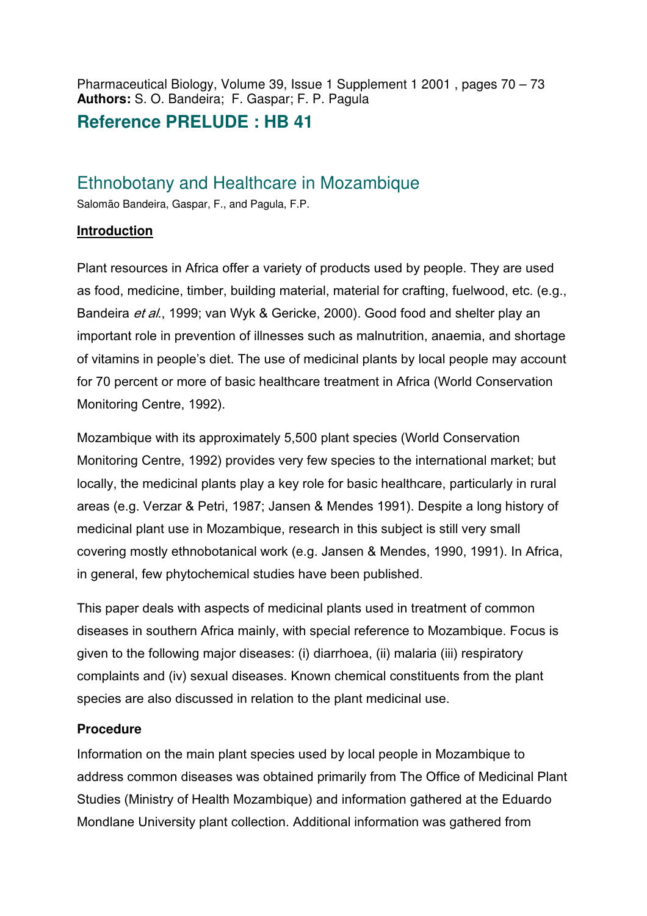Pharmaceutical Biology, Volume 39, Issue 1 Supplement 1 2001 , pages 70 – 73
**Authors:** S. O. Bandeira; F. Gaspar; F. P. Pagula

## Reference PRELUDE : HB 41

# Ethnobotany and Healthcare in Mozambique

Salomão Bandeira, Gaspar, F., and Pagula, F.P.

### Introduction

Plant resources in Africa offer a variety of products used by people. They are used as food, medicine, timber, building material, material for crafting, fuelwood, etc. (e.g., Bandeira *et al.*, 1999; van Wyk & Gericke, 2000). Good food and shelter play an important role in prevention of illnesses such as malnutrition, anaemia, and shortage of vitamins in people's diet. The use of medicinal plants by local people may account for 70 percent or more of basic healthcare treatment in Africa (World Conservation Monitoring Centre, 1992).

Mozambique with its approximately 5,500 plant species (World Conservation Monitoring Centre, 1992) provides very few species to the international market; but locally, the medicinal plants play a key role for basic healthcare, particularly in rural areas (e.g. Verzar & Petri, 1987; Jansen & Mendes 1991). Despite a long history of medicinal plant use in Mozambique, research in this subject is still very small covering mostly ethnobotanical work (e.g. Jansen & Mendes, 1990, 1991). In Africa, in general, few phytochemical studies have been published.

This paper deals with aspects of medicinal plants used in treatment of common diseases in southern Africa mainly, with special reference to Mozambique. Focus is given to the following major diseases: (i) diarrhoea, (ii) malaria (iii) respiratory complaints and (iv) sexual diseases. Known chemical constituents from the plant species are also discussed in relation to the plant medicinal use.

### Procedure

Information on the main plant species used by local people in Mozambique to address common diseases was obtained primarily from The Office of Medicinal Plant Studies (Ministry of Health Mozambique) and information gathered at the Eduardo Mondlane University plant collection. Additional information was gathered from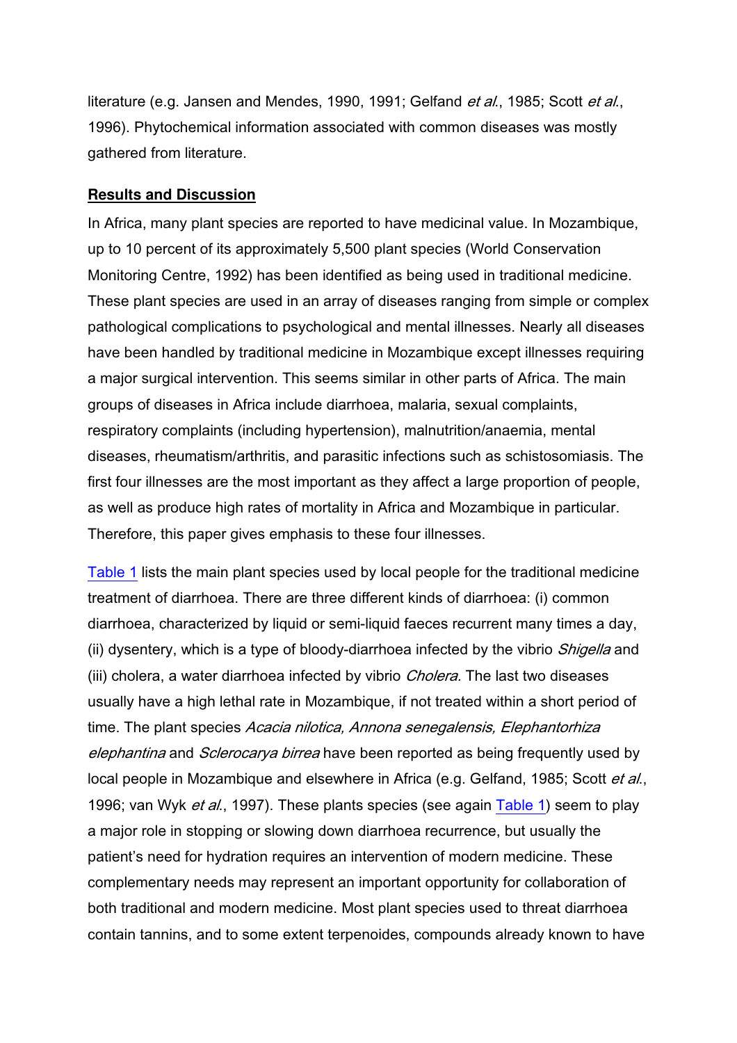literature (e.g. Jansen and Mendes, 1990, 1991; Gelfand *et al.*, 1985; Scott *et al.*, 1996). Phytochemical information associated with common diseases was mostly gathered from literature.

## Results and Discussion

In Africa, many plant species are reported to have medicinal value. In Mozambique, up to 10 percent of its approximately 5,500 plant species (World Conservation Monitoring Centre, 1992) has been identified as being used in traditional medicine. These plant species are used in an array of diseases ranging from simple or complex pathological complications to psychological and mental illnesses. Nearly all diseases have been handled by traditional medicine in Mozambique except illnesses requiring a major surgical intervention. This seems similar in other parts of Africa. The main groups of diseases in Africa include diarrhoea, malaria, sexual complaints, respiratory complaints (including hypertension), malnutrition/anaemia, mental diseases, rheumatism/arthritis, and parasitic infections such as schistosomiasis. The first four illnesses are the most important as they affect a large proportion of people, as well as produce high rates of mortality in Africa and Mozambique in particular. Therefore, this paper gives emphasis to these four illnesses.

Table 1 lists the main plant species used by local people for the traditional medicine treatment of diarrhoea. There are three different kinds of diarrhoea: (i) common diarrhoea, characterized by liquid or semi-liquid faeces recurrent many times a day, (ii) dysentery, which is a type of bloody-diarrhoea infected by the vibrio *Shigella* and (iii) cholera, a water diarrhoea infected by vibrio *Cholera.* The last two diseases usually have a high lethal rate in Mozambique, if not treated within a short period of time. The plant species *Acacia nilotica, Annona senegalensis, Elephantorhiza elephantina* and *Sclerocarya birrea* have been reported as being frequently used by local people in Mozambique and elsewhere in Africa (e.g. Gelfand, 1985; Scott *et al.*, 1996; van Wyk *et al.*, 1997). These plants species (see again Table 1) seem to play a major role in stopping or slowing down diarrhoea recurrence, but usually the patient's need for hydration requires an intervention of modern medicine. These complementary needs may represent an important opportunity for collaboration of both traditional and modern medicine. Most plant species used to threat diarrhoea contain tannins, and to some extent terpenoides, compounds already known to have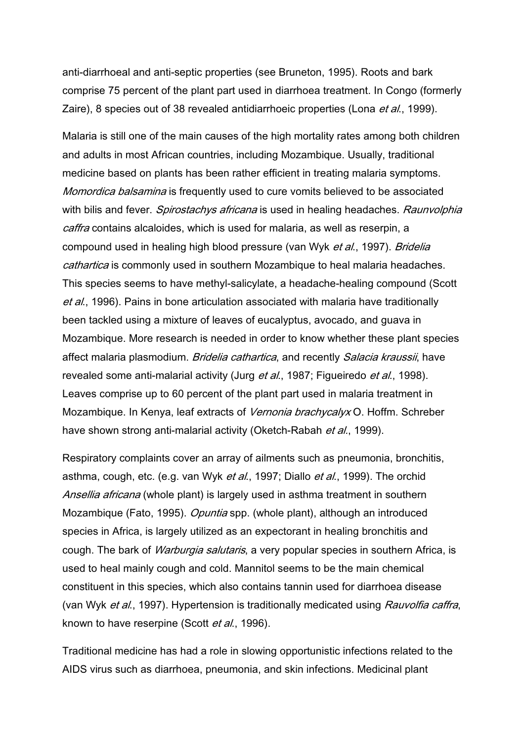anti-diarrhoeal and anti-septic properties (see Bruneton, 1995). Roots and bark comprise 75 percent of the plant part used in diarrhoea treatment. In Congo (formerly Zaire), 8 species out of 38 revealed antidiarrhoeic properties (Lona *et al.*, 1999).

Malaria is still one of the main causes of the high mortality rates among both children and adults in most African countries, including Mozambique. Usually, traditional medicine based on plants has been rather efficient in treating malaria symptoms. *Momordica balsamina* is frequently used to cure vomits believed to be associated with bilis and fever. *Spirostachys africana* is used in healing headaches. *Raunvolphia caffra* contains alcaloides, which is used for malaria, as well as reserpin, a compound used in healing high blood pressure (van Wyk *et al.*, 1997). *Bridelia cathartica* is commonly used in southern Mozambique to heal malaria headaches. This species seems to have methyl-salicylate, a headache-healing compound (Scott *et al.*, 1996). Pains in bone articulation associated with malaria have traditionally been tackled using a mixture of leaves of eucalyptus, avocado, and guava in Mozambique. More research is needed in order to know whether these plant species affect malaria plasmodium. *Bridelia cathartica*, and recently *Salacia kraussii*, have revealed some anti-malarial activity (Jurg *et al.*, 1987; Figueiredo *et al.*, 1998). Leaves comprise up to 60 percent of the plant part used in malaria treatment in Mozambique. In Kenya, leaf extracts of *Vernonia brachycalyx* O. Hoffm. Schreber have shown strong anti-malarial activity (Oketch-Rabah *et al.*, 1999).

Respiratory complaints cover an array of ailments such as pneumonia, bronchitis, asthma, cough, etc. (e.g. van Wyk *et al.*, 1997; Diallo *et al.*, 1999). The orchid *Ansellia africana* (whole plant) is largely used in asthma treatment in southern Mozambique (Fato, 1995). *Opuntia* spp. (whole plant), although an introduced species in Africa, is largely utilized as an expectorant in healing bronchitis and cough. The bark of *Warburgia salutaris*, a very popular species in southern Africa, is used to heal mainly cough and cold. Mannitol seems to be the main chemical constituent in this species, which also contains tannin used for diarrhoea disease (van Wyk *et al.*, 1997). Hypertension is traditionally medicated using *Rauvolfia caffra*, known to have reserpine (Scott *et al.*, 1996).

Traditional medicine has had a role in slowing opportunistic infections related to the AIDS virus such as diarrhoea, pneumonia, and skin infections. Medicinal plant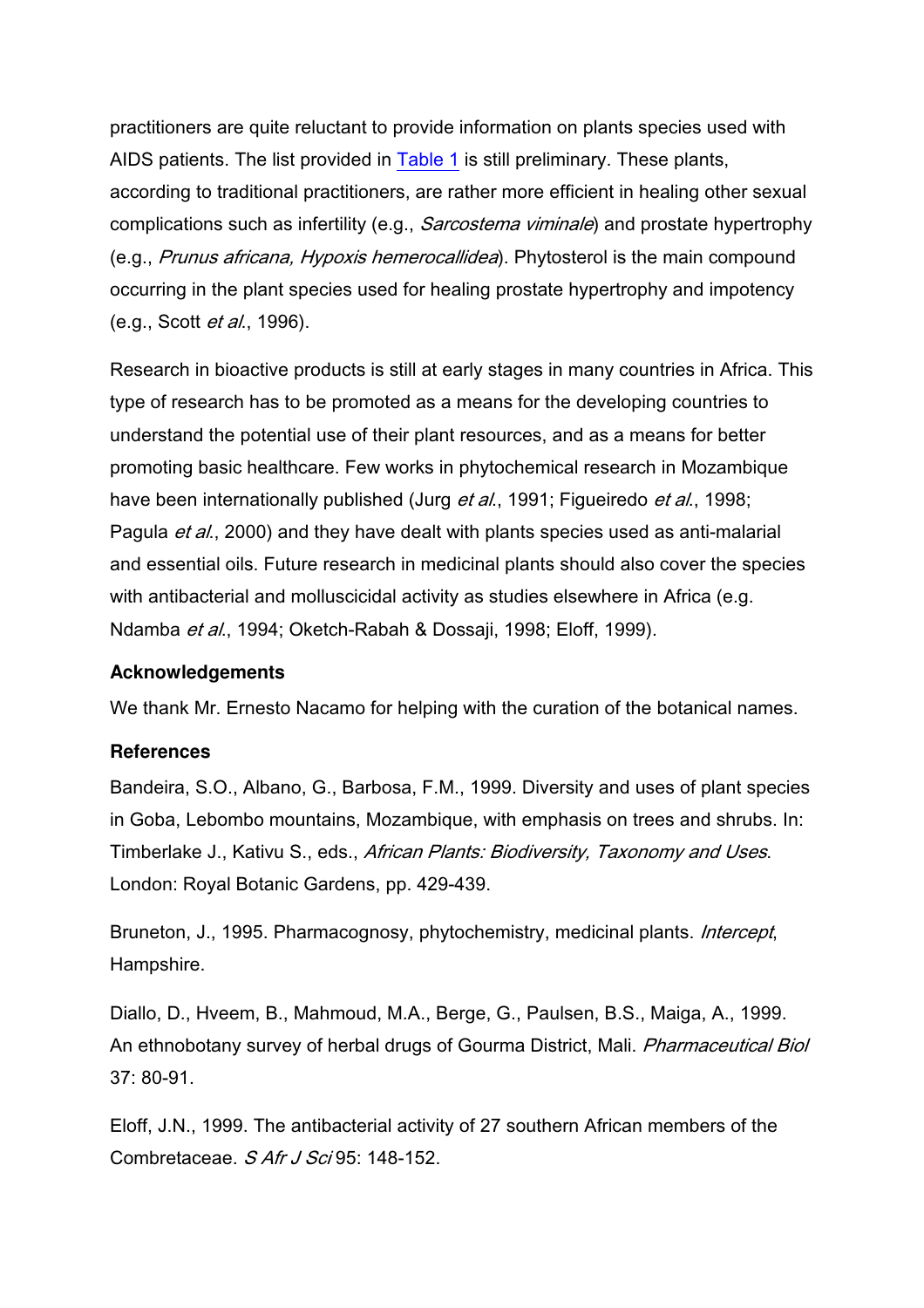practitioners are quite reluctant to provide information on plants species used with AIDS patients. The list provided in Table 1 is still preliminary. These plants, according to traditional practitioners, are rather more efficient in healing other sexual complications such as infertility (e.g., *Sarcostema viminale*) and prostate hypertrophy (e.g., *Prunus africana, Hypoxis hemerocallidea*). Phytosterol is the main compound occurring in the plant species used for healing prostate hypertrophy and impotency (e.g., Scott *et al*., 1996).

Research in bioactive products is still at early stages in many countries in Africa. This type of research has to be promoted as a means for the developing countries to understand the potential use of their plant resources, and as a means for better promoting basic healthcare. Few works in phytochemical research in Mozambique have been internationally published (Jurg *et al*., 1991; Figueiredo *et al*., 1998; Pagula *et al*., 2000) and they have dealt with plants species used as anti-malarial and essential oils. Future research in medicinal plants should also cover the species with antibacterial and molluscicidal activity as studies elsewhere in Africa (e.g. Ndamba *et al*., 1994; Oketch-Rabah & Dossaji, 1998; Eloff, 1999).

### Acknowledgements

We thank Mr. Ernesto Nacamo for helping with the curation of the botanical names.

### References

Bandeira, S.O., Albano, G., Barbosa, F.M., 1999. Diversity and uses of plant species in Goba, Lebombo mountains, Mozambique, with emphasis on trees and shrubs. In: Timberlake J., Kativu S., eds., *African Plants: Biodiversity, Taxonomy and Uses*. London: Royal Botanic Gardens, pp. 429-439.

Bruneton, J., 1995. Pharmacognosy, phytochemistry, medicinal plants. *Intercept*, Hampshire.

Diallo, D., Hveem, B., Mahmoud, M.A., Berge, G., Paulsen, B.S., Maiga, A., 1999. An ethnobotany survey of herbal drugs of Gourma District, Mali. *Pharmaceutical Biol* 37: 80-91.

Eloff, J.N., 1999. The antibacterial activity of 27 southern African members of the Combretaceae. *S Afr J Sci* 95: 148-152.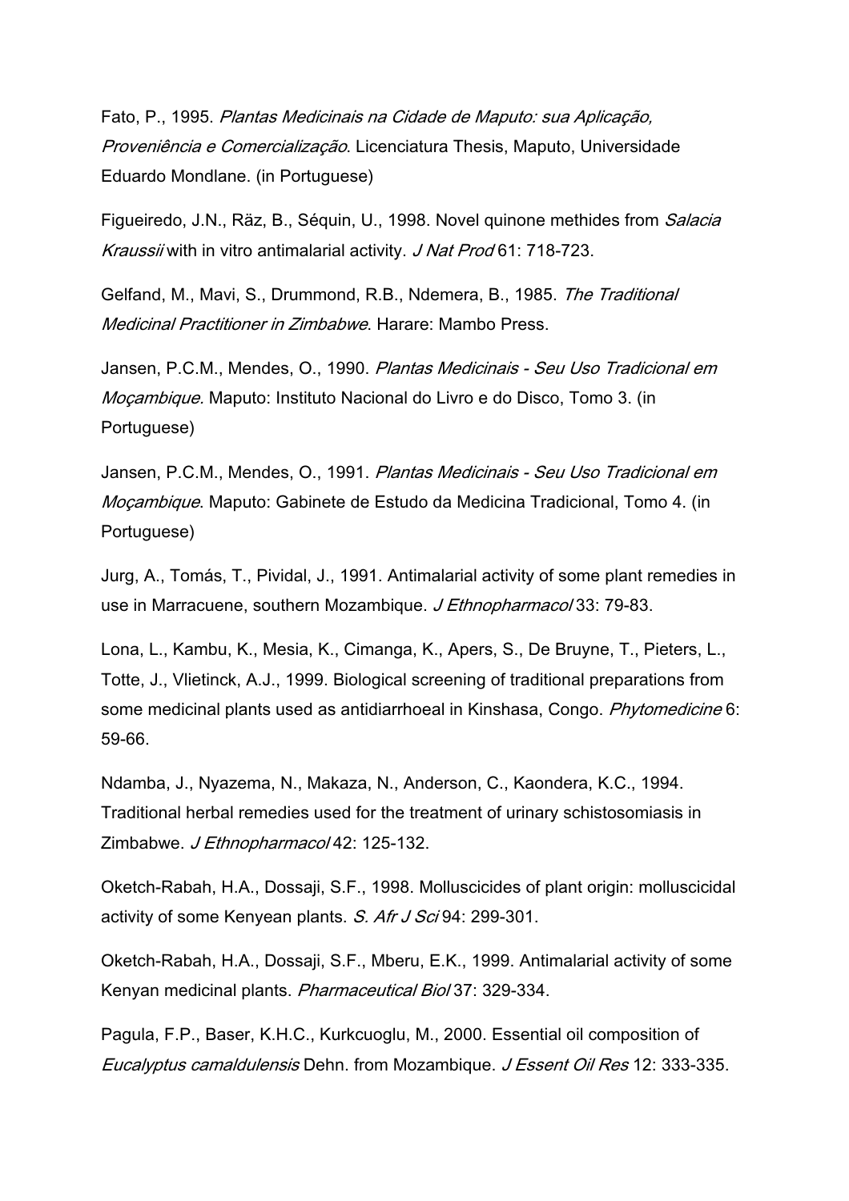Fato, P., 1995. *Plantas Medicinais na Cidade de Maputo: sua Aplicação, Proveniência e Comercialização*. Licenciatura Thesis, Maputo, Universidade Eduardo Mondlane. (in Portuguese)

Figueiredo, J.N., Räz, B., Séquin, U., 1998. Novel quinone methides from *Salacia Kraussii* with in vitro antimalarial activity. *J Nat Prod* 61: 718-723.

Gelfand, M., Mavi, S., Drummond, R.B., Ndemera, B., 1985. *The Traditional Medicinal Practitioner in Zimbabwe*. Harare: Mambo Press.

Jansen, P.C.M., Mendes, O., 1990. *Plantas Medicinais - Seu Uso Tradicional em Moçambique*. Maputo: Instituto Nacional do Livro e do Disco, Tomo 3. (in Portuguese)

Jansen, P.C.M., Mendes, O., 1991. *Plantas Medicinais - Seu Uso Tradicional em Moçambique*. Maputo: Gabinete de Estudo da Medicina Tradicional, Tomo 4. (in Portuguese)

Jurg, A., Tomás, T., Pividal, J., 1991. Antimalarial activity of some plant remedies in use in Marracuene, southern Mozambique. *J Ethnopharmacol* 33: 79-83.

Lona, L., Kambu, K., Mesia, K., Cimanga, K., Apers, S., De Bruyne, T., Pieters, L., Totte, J., Vlietinck, A.J., 1999. Biological screening of traditional preparations from some medicinal plants used as antidiarrhoeal in Kinshasa, Congo. *Phytomedicine* 6: 59-66.

Ndamba, J., Nyazema, N., Makaza, N., Anderson, C., Kaondera, K.C., 1994. Traditional herbal remedies used for the treatment of urinary schistosomiasis in Zimbabwe. *J Ethnopharmacol* 42: 125-132.

Oketch-Rabah, H.A., Dossaji, S.F., 1998. Molluscicides of plant origin: molluscicidal activity of some Kenyean plants. *S. Afr J Sci* 94: 299-301.

Oketch-Rabah, H.A., Dossaji, S.F., Mberu, E.K., 1999. Antimalarial activity of some Kenyan medicinal plants. *Pharmaceutical Biol* 37: 329-334.

Pagula, F.P., Baser, K.H.C., Kurkcuoglu, M., 2000. Essential oil composition of *Eucalyptus camaldulensis* Dehn. from Mozambique. *J Essent Oil Res* 12: 333-335.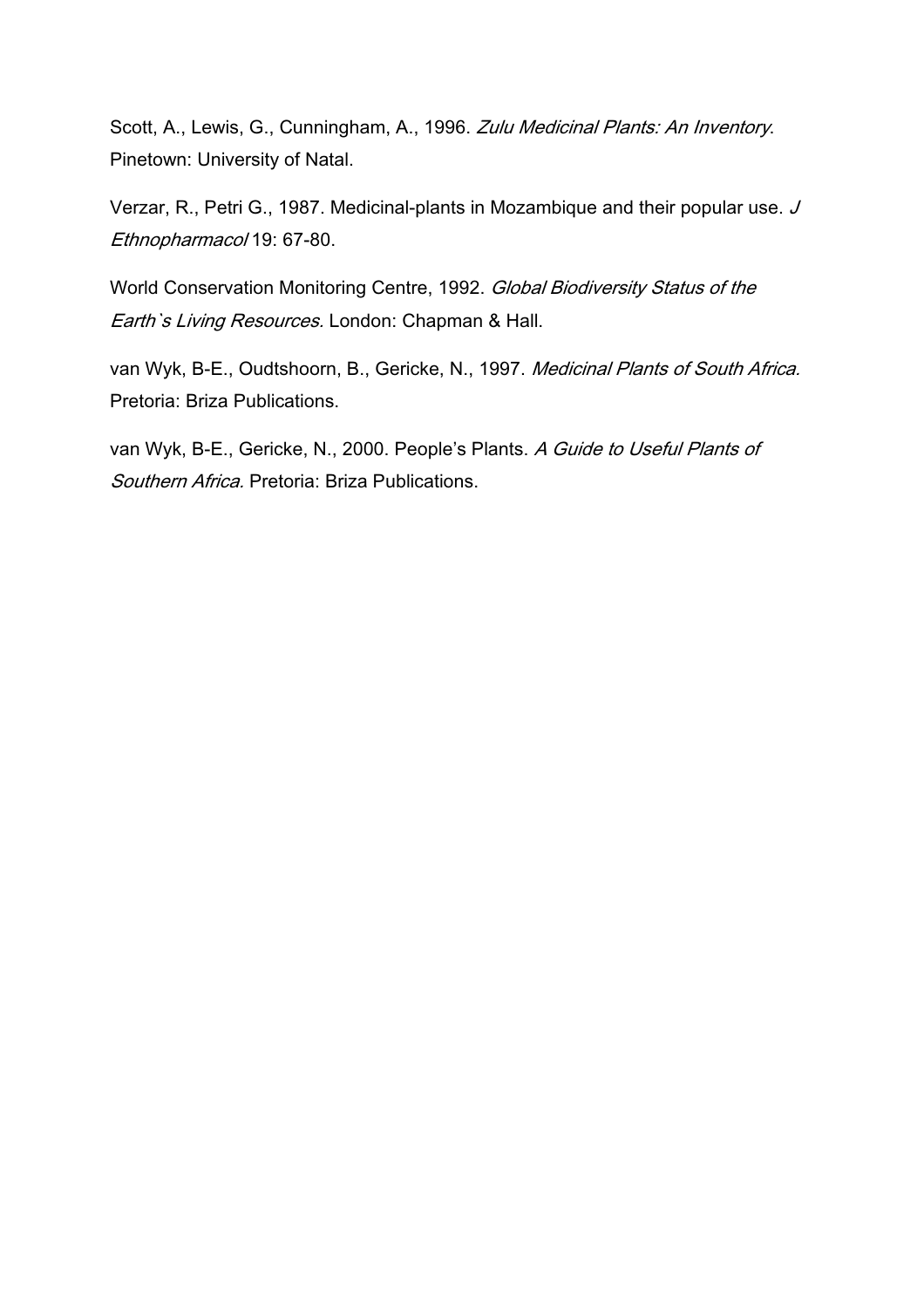Scott, A., Lewis, G., Cunningham, A., 1996. *Zulu Medicinal Plants: An Inventory*. Pinetown: University of Natal.

Verzar, R., Petri G., 1987. Medicinal-plants in Mozambique and their popular use. *J Ethnopharmacol* 19: 67-80.

World Conservation Monitoring Centre, 1992. *Global Biodiversity Status of the Earth`s Living Resources.* London: Chapman & Hall.

van Wyk, B-E., Oudtshoorn, B., Gericke, N., 1997. *Medicinal Plants of South Africa.* Pretoria: Briza Publications.

van Wyk, B-E., Gericke, N., 2000. People's Plants. *A Guide to Useful Plants of Southern Africa.* Pretoria: Briza Publications.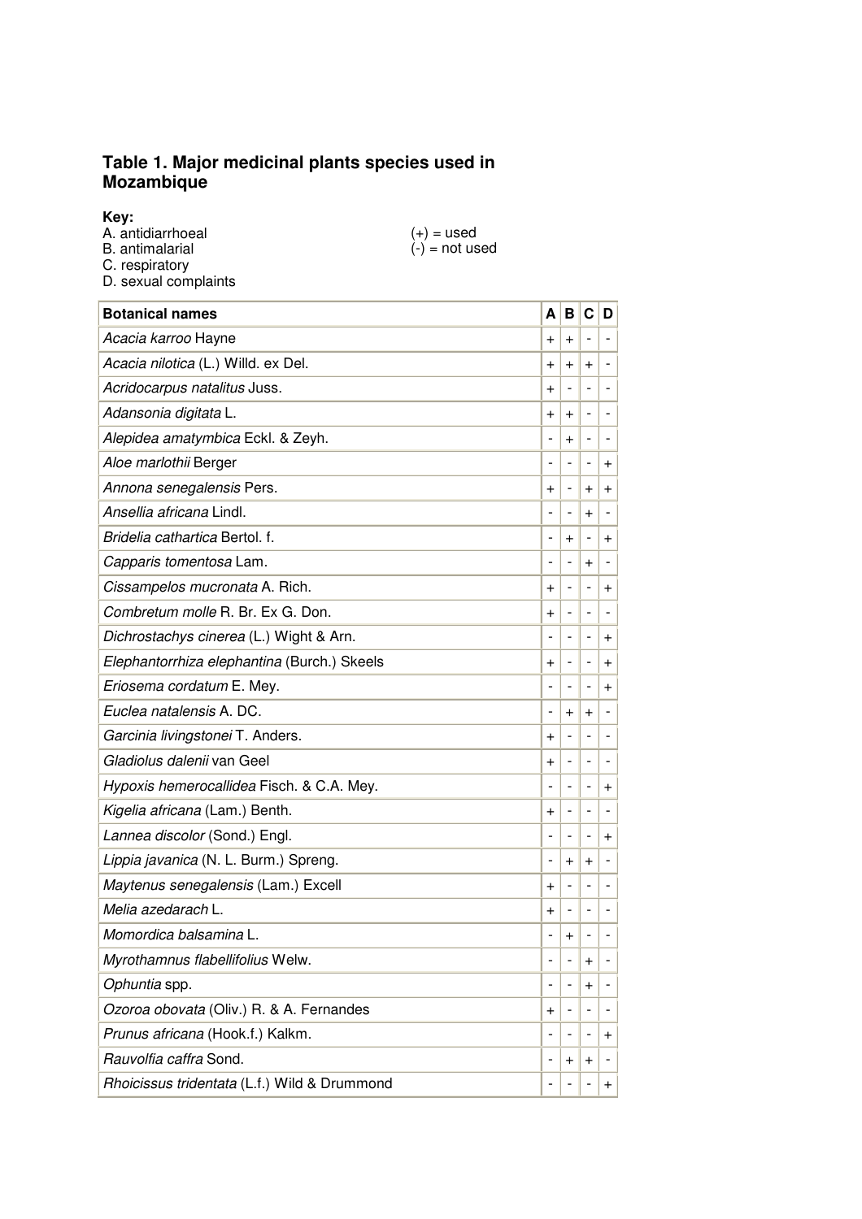### Table 1. Major medicinal plants species used in Mozambique

**Key:**
A. antidiarrhoeal
B. antimalarial
C. respiratory
D. sexual complaints

(+) = used
(-) = not used

| Botanical names | A | B | C | D |
|---|---|---|---|---|
| *Acacia karroo* Hayne | + | + | - | - |
| *Acacia nilotica* (L.) Willd. ex Del. | + | + | + | - |
| *Acridocarpus natalitus* Juss. | + | - | - | - |
| *Adansonia digitata* L. | + | + | - | - |
| *Alepidea amatymbica* Eckl. & Zeyh. | - | + | - | - |
| *Aloe marlothii* Berger | - | - | - | + |
| *Annona senegalensis* Pers. | + | - | + | + |
| *Ansellia africana* Lindl. | - | - | + | - |
| *Bridelia cathartica* Bertol. f. | - | + | - | + |
| *Capparis tomentosa* Lam. | - | - | + | - |
| *Cissampelos mucronata* A. Rich. | + | - | - | + |
| *Combretum molle* R. Br. Ex G. Don. | + | - | - | - |
| *Dichrostachys cinerea* (L.) Wight & Arn. | - | - | - | + |
| *Elephantorrhiza elephantina* (Burch.) Skeels | + | - | - | + |
| *Eriosema cordatum* E. Mey. | - | - | - | + |
| *Euclea natalensis* A. DC. | - | + | + | - |
| *Garcinia livingstonei* T. Anders. | + | - | - | - |
| *Gladiolus dalenii* van Geel | + | - | - | - |
| *Hypoxis hemerocallidea* Fisch. & C.A. Mey. | - | - | - | + |
| *Kigelia africana* (Lam.) Benth. | + | - | - | - |
| *Lannea discolor* (Sond.) Engl. | - | - | - | + |
| *Lippia javanica* (N. L. Burm.) Spreng. | - | + | + | - |
| *Maytenus senegalensis* (Lam.) Excell | + | - | - | - |
| *Melia azedarach* L. | + | - | - | - |
| *Momordica balsamina* L. | - | + | - | - |
| *Myrothamnus flabellifolius* Welw. | - | - | + | - |
| *Ophuntia* spp. | - | - | + | - |
| *Ozoroa obovata* (Oliv.) R. & A. Fernandes | + | - | - | - |
| *Prunus africana* (Hook.f.) Kalkm. | - | - | - | + |
| *Rauvolfia caffra* Sond. | - | + | + | - |
| *Rhoicissus tridentata* (L.f.) Wild & Drummond | - | - | - | + |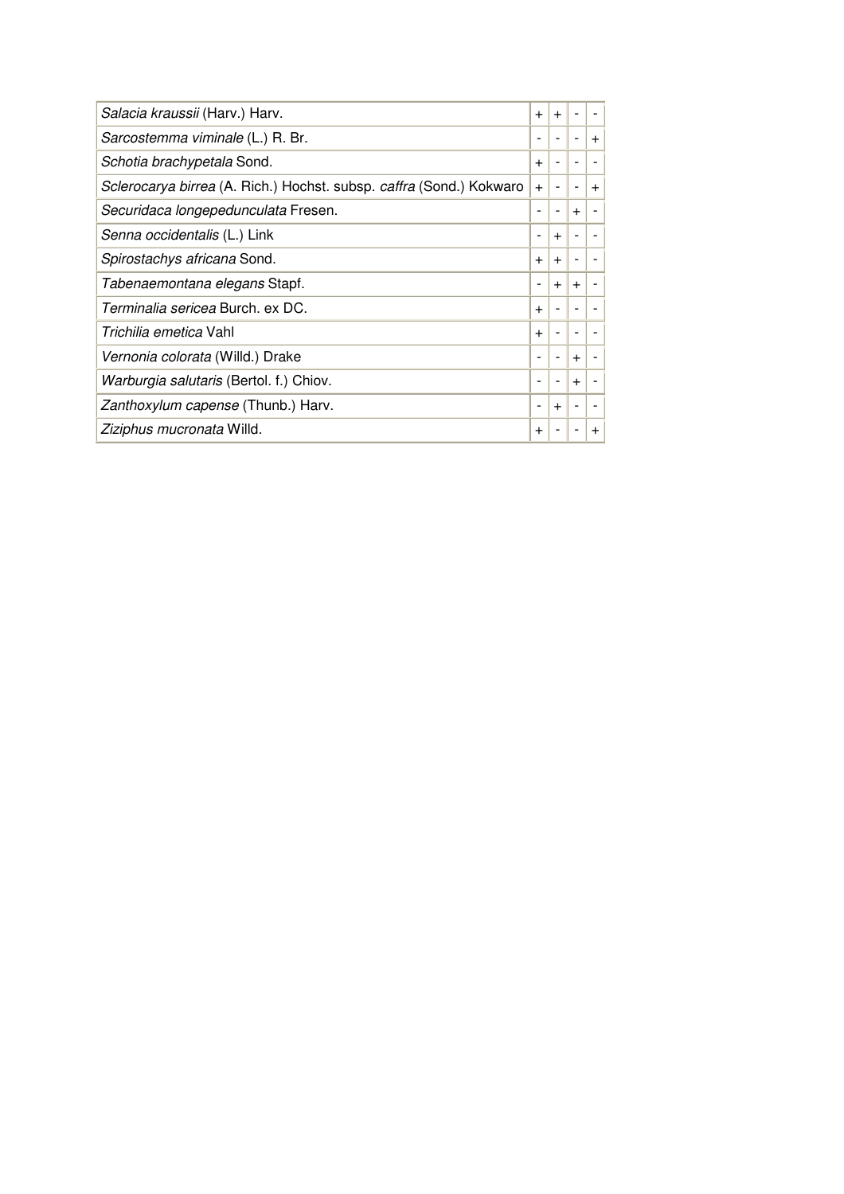| | | | | |
|---|---|---|---|---|
| *Salacia kraussii* (Harv.) Harv. | + | + | - | - |
| *Sarcostemma viminale* (L.) R. Br. | - | - | - | + |
| *Schotia brachypetala* Sond. | + | - | - | - |
| *Sclerocarya birrea* (A. Rich.) Hochst. subsp. *caffra* (Sond.) Kokwaro | + | - | - | + |
| *Securidaca longepedunculata* Fresen. | - | - | + | - |
| *Senna occidentalis* (L.) Link | - | + | - | - |
| *Spirostachys africana* Sond. | + | + | - | - |
| *Tabenaemontana elegans* Stapf. | - | + | + | - |
| *Terminalia sericea* Burch. ex DC. | + | - | - | - |
| *Trichilia emetica* Vahl | + | - | - | - |
| *Vernonia colorata* (Willd.) Drake | - | - | + | - |
| *Warburgia salutaris* (Bertol. f.) Chiov. | - | - | + | - |
| *Zanthoxylum capense* (Thunb.) Harv. | - | + | - | - |
| *Ziziphus mucronata* Willd. | + | - | - | + |